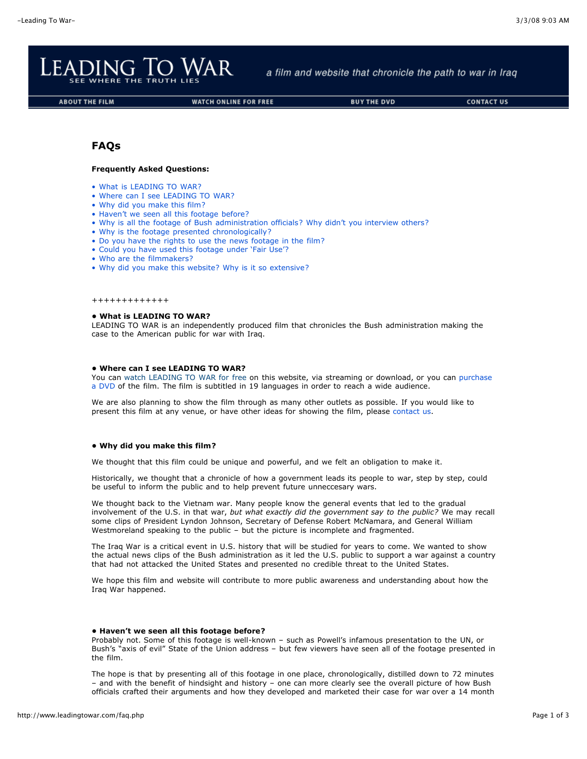# LEADING TO WAR

SEE WHERE THE TRUTH LIES

*a film and website that chronicle the path to war in Iraq*

ABOUT THE FILM | WATCH ONLINE FOR FREE | BUY THE DVD | CONTACT US

## FAQs

**Frequently Asked Questions:**

- What is LEADING TO WAR?
- Where can I see LEADING TO WAR?
- Why did you make this film?
- Haven't we seen all this footage before?
- Why is all the footage of Bush administration officials? Why didn't you interview others?
- Why is the footage presented chronologically?
- Do you have the rights to use the news footage in the film?
- Could you have used this footage under 'Fair Use'?
- Who are the filmmakers?
- Why did you make this website? Why is it so extensive?

+++++++++++++

**• What is LEADING TO WAR?**
LEADING TO WAR is an independently produced film that chronicles the Bush administration making the case to the American public for war with Iraq.

**• Where can I see LEADING TO WAR?**
You can watch LEADING TO WAR for free on this website, via streaming or download, or you can purchase a DVD of the film. The film is subtitled in 19 languages in order to reach a wide audience.

We are also planning to show the film through as many other outlets as possible. If you would like to present this film at any venue, or have other ideas for showing the film, please contact us.

**• Why did you make this film?**

We thought that this film could be unique and powerful, and we felt an obligation to make it.

Historically, we thought that a chronicle of how a government leads its people to war, step by step, could be useful to inform the public and to help prevent future unneccesary wars.

We thought back to the Vietnam war. Many people know the general events that led to the gradual involvement of the U.S. in that war, *but what exactly did the government say to the public?* We may recall some clips of President Lyndon Johnson, Secretary of Defense Robert McNamara, and General William Westmoreland speaking to the public – but the picture is incomplete and fragmented.

The Iraq War is a critical event in U.S. history that will be studied for years to come. We wanted to show the actual news clips of the Bush administration as it led the U.S. public to support a war against a country that had not attacked the United States and presented no credible threat to the United States.

We hope this film and website will contribute to more public awareness and understanding about how the Iraq War happened.

**• Haven't we seen all this footage before?**
Probably not. Some of this footage is well-known – such as Powell's infamous presentation to the UN, or Bush's "axis of evil" State of the Union address – but few viewers have seen all of the footage presented in the film.

The hope is that by presenting all of this footage in one place, chronologically, distilled down to 72 minutes – and with the benefit of hindsight and history – one can more clearly see the overall picture of how Bush officials crafted their arguments and how they developed and marketed their case for war over a 14 month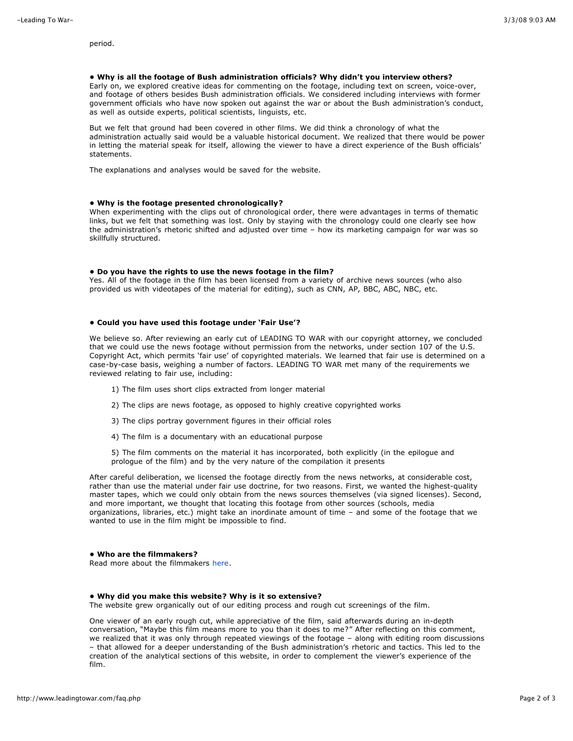period.

**• Why is all the footage of Bush administration officials? Why didn't you interview others?**
Early on, we explored creative ideas for commenting on the footage, including text on screen, voice-over, and footage of others besides Bush administration officials. We considered including interviews with former government officials who have now spoken out against the war or about the Bush administration's conduct, as well as outside experts, political scientists, linguists, etc.

But we felt that ground had been covered in other films. We did think a chronology of what the administration actually said would be a valuable historical document. We realized that there would be power in letting the material speak for itself, allowing the viewer to have a direct experience of the Bush officials' statements.

The explanations and analyses would be saved for the website.

**• Why is the footage presented chronologically?**
When experimenting with the clips out of chronological order, there were advantages in terms of thematic links, but we felt that something was lost. Only by staying with the chronology could one clearly see how the administration's rhetoric shifted and adjusted over time – how its marketing campaign for war was so skillfully structured.

**• Do you have the rights to use the news footage in the film?**
Yes. All of the footage in the film has been licensed from a variety of archive news sources (who also provided us with videotapes of the material for editing), such as CNN, AP, BBC, ABC, NBC, etc.

**• Could you have used this footage under 'Fair Use'?**

We believe so. After reviewing an early cut of LEADING TO WAR with our copyright attorney, we concluded that we could use the news footage without permission from the networks, under section 107 of the U.S. Copyright Act, which permits 'fair use' of copyrighted materials. We learned that fair use is determined on a case-by-case basis, weighing a number of factors. LEADING TO WAR met many of the requirements we reviewed relating to fair use, including:

1) The film uses short clips extracted from longer material

2) The clips are news footage, as opposed to highly creative copyrighted works

3) The clips portray government figures in their official roles

4) The film is a documentary with an educational purpose

5) The film comments on the material it has incorporated, both explicitly (in the epilogue and prologue of the film) and by the very nature of the compilation it presents

After careful deliberation, we licensed the footage directly from the news networks, at considerable cost, rather than use the material under fair use doctrine, for two reasons. First, we wanted the highest-quality master tapes, which we could only obtain from the news sources themselves (via signed licenses). Second, and more important, we thought that locating this footage from other sources (schools, media organizations, libraries, etc.) might take an inordinate amount of time – and some of the footage that we wanted to use in the film might be impossible to find.

**• Who are the filmmakers?**
Read more about the filmmakers here.

**• Why did you make this website? Why is it so extensive?**
The website grew organically out of our editing process and rough cut screenings of the film.

One viewer of an early rough cut, while appreciative of the film, said afterwards during an in-depth conversation, "Maybe this film means more to you than it does to me?" After reflecting on this comment, we realized that it was only through repeated viewings of the footage – along with editing room discussions – that allowed for a deeper understanding of the Bush administration's rhetoric and tactics. This led to the creation of the analytical sections of this website, in order to complement the viewer's experience of the film.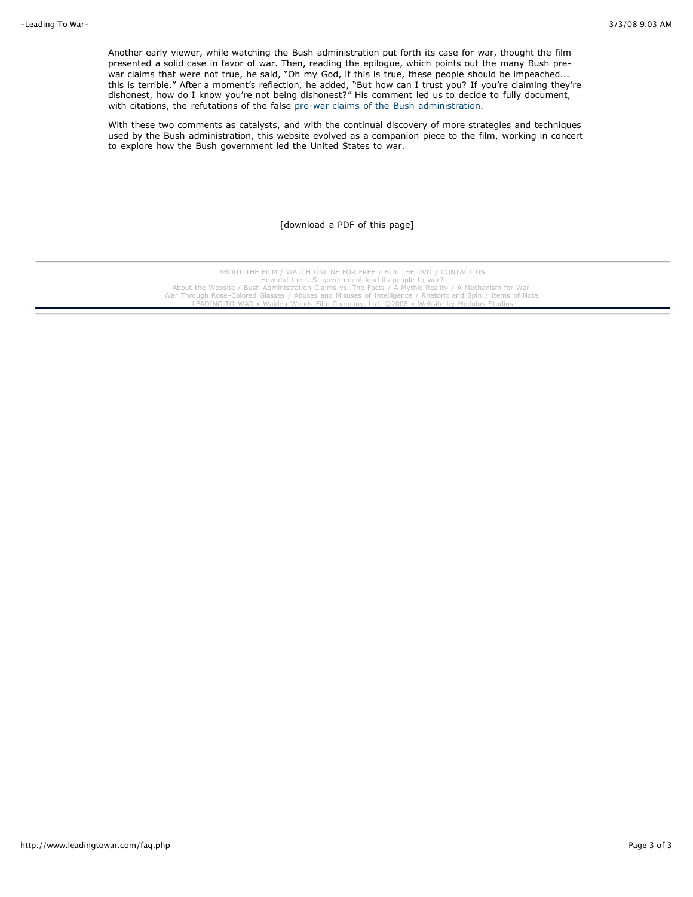Another early viewer, while watching the Bush administration put forth its case for war, thought the film presented a solid case in favor of war. Then, reading the epilogue, which points out the many Bush pre-war claims that were not true, he said, "Oh my God, if this is true, these people should be impeached... this is terrible." After a moment's reflection, he added, "But how can I trust you? If you're claiming they're dishonest, how do I know you're not being dishonest?" His comment led us to decide to fully document, with citations, the refutations of the false pre-war claims of the Bush administration.

With these two comments as catalysts, and with the continual discovery of more strategies and techniques used by the Bush administration, this website evolved as a companion piece to the film, working in concert to explore how the Bush government led the United States to war.

[download a PDF of this page]

ABOUT THE FILM / WATCH ONLINE FOR FREE / BUY THE DVD / CONTACT US
How did the U.S. government lead its people to war?
About the Website / Bush Administration Claims vs. The Facts / A Mythic Reality / A Mechanism for War
War Through Rose-Colored Glasses / Abuses and Misuses of Intelligence / Rhetoric and Spin / Items of Note
LEADING TO WAR • Walden Woods Film Company, Ltd. ©2008 • Website by Modulus Studios